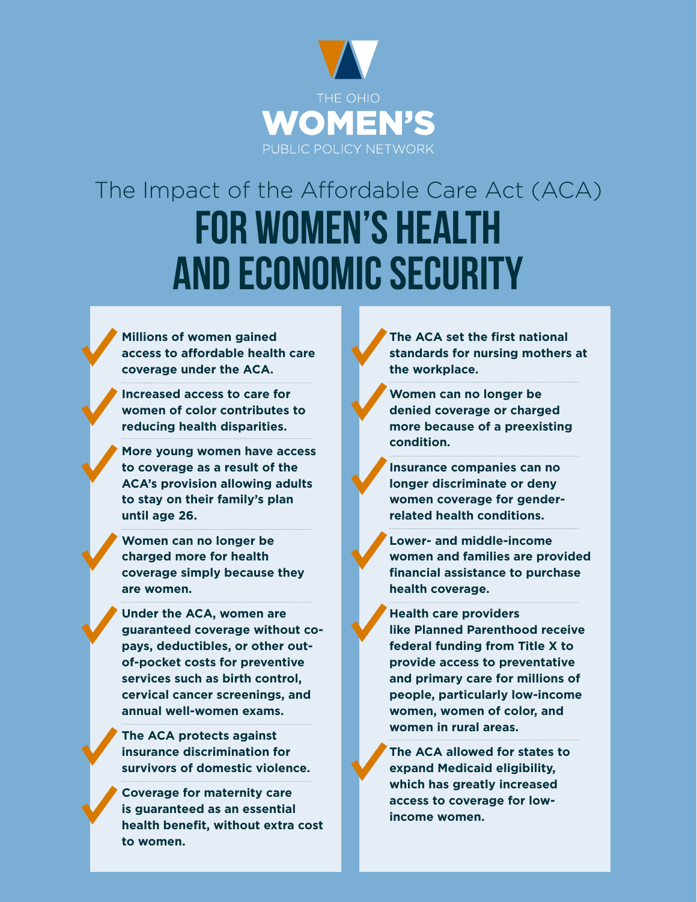THE OHIO

**WOMEN'S**

PUBLIC POLICY NETWORK

# The Impact of the Affordable Care Act (ACA) FOR WOMEN'S HEALTH AND ECONOMIC SECURITY

- **Millions of women gained access to affordable health care coverage under the ACA.**
- **Increased access to care for women of color contributes to reducing health disparities.**
- **More young women have access to coverage as a result of the ACA's provision allowing adults to stay on their family's plan until age 26.**
- **Women can no longer be charged more for health coverage simply because they are women.**
- **Under the ACA, women are guaranteed coverage without co-pays, deductibles, or other out-of-pocket costs for preventive services such as birth control, cervical cancer screenings, and annual well-women exams.**
- **The ACA protects against insurance discrimination for survivors of domestic violence.**
- **Coverage for maternity care is guaranteed as an essential health benefit, without extra cost to women.**
- **The ACA set the first national standards for nursing mothers at the workplace.**
- **Women can no longer be denied coverage or charged more because of a preexisting condition.**
- **Insurance companies can no longer discriminate or deny women coverage for gender-related health conditions.**
- **Lower- and middle-income women and families are provided financial assistance to purchase health coverage.**
- **Health care providers like Planned Parenthood receive federal funding from Title X to provide access to preventative and primary care for millions of people, particularly low-income women, women of color, and women in rural areas.**
- **The ACA allowed for states to expand Medicaid eligibility, which has greatly increased access to coverage for low-income women.**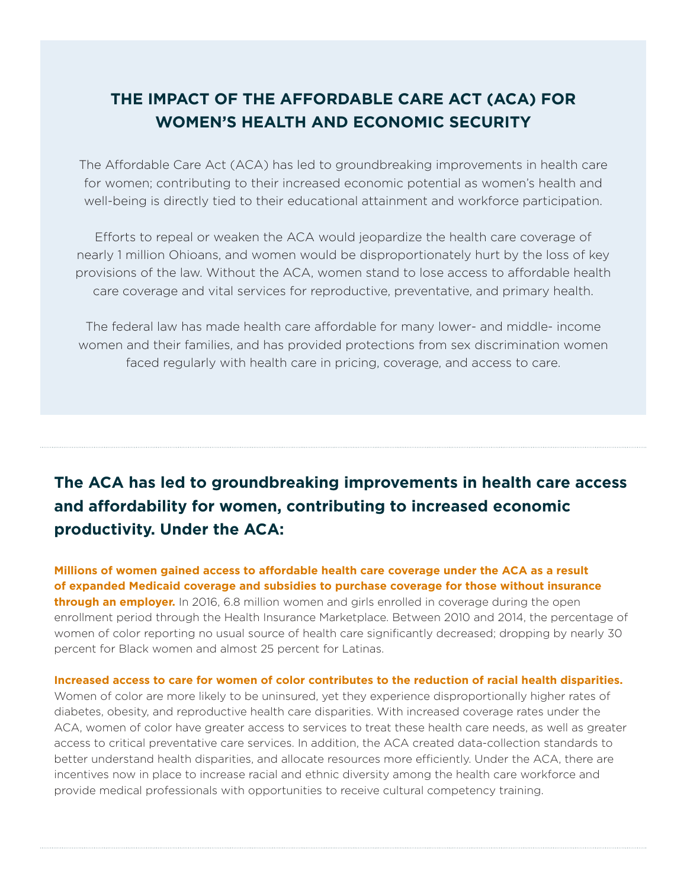## THE IMPACT OF THE AFFORDABLE CARE ACT (ACA) FOR WOMEN'S HEALTH AND ECONOMIC SECURITY

The Affordable Care Act (ACA) has led to groundbreaking improvements in health care for women; contributing to their increased economic potential as women's health and well-being is directly tied to their educational attainment and workforce participation.

Efforts to repeal or weaken the ACA would jeopardize the health care coverage of nearly 1 million Ohioans, and women would be disproportionately hurt by the loss of key provisions of the law. Without the ACA, women stand to lose access to affordable health care coverage and vital services for reproductive, preventative, and primary health.

The federal law has made health care affordable for many lower- and middle- income women and their families, and has provided protections from sex discrimination women faced regularly with health care in pricing, coverage, and access to care.

---

### The ACA has led to groundbreaking improvements in health care access and affordability for women, contributing to increased economic productivity. Under the ACA:

**Millions of women gained access to affordable health care coverage under the ACA as a result of expanded Medicaid coverage and subsidies to purchase coverage for those without insurance through an employer.** In 2016, 6.8 million women and girls enrolled in coverage during the open enrollment period through the Health Insurance Marketplace. Between 2010 and 2014, the percentage of women of color reporting no usual source of health care significantly decreased; dropping by nearly 30 percent for Black women and almost 25 percent for Latinas.

**Increased access to care for women of color contributes to the reduction of racial health disparities.** Women of color are more likely to be uninsured, yet they experience disproportionally higher rates of diabetes, obesity, and reproductive health care disparities. With increased coverage rates under the ACA, women of color have greater access to services to treat these health care needs, as well as greater access to critical preventative care services. In addition, the ACA created data-collection standards to better understand health disparities, and allocate resources more efficiently. Under the ACA, there are incentives now in place to increase racial and ethnic diversity among the health care workforce and provide medical professionals with opportunities to receive cultural competency training.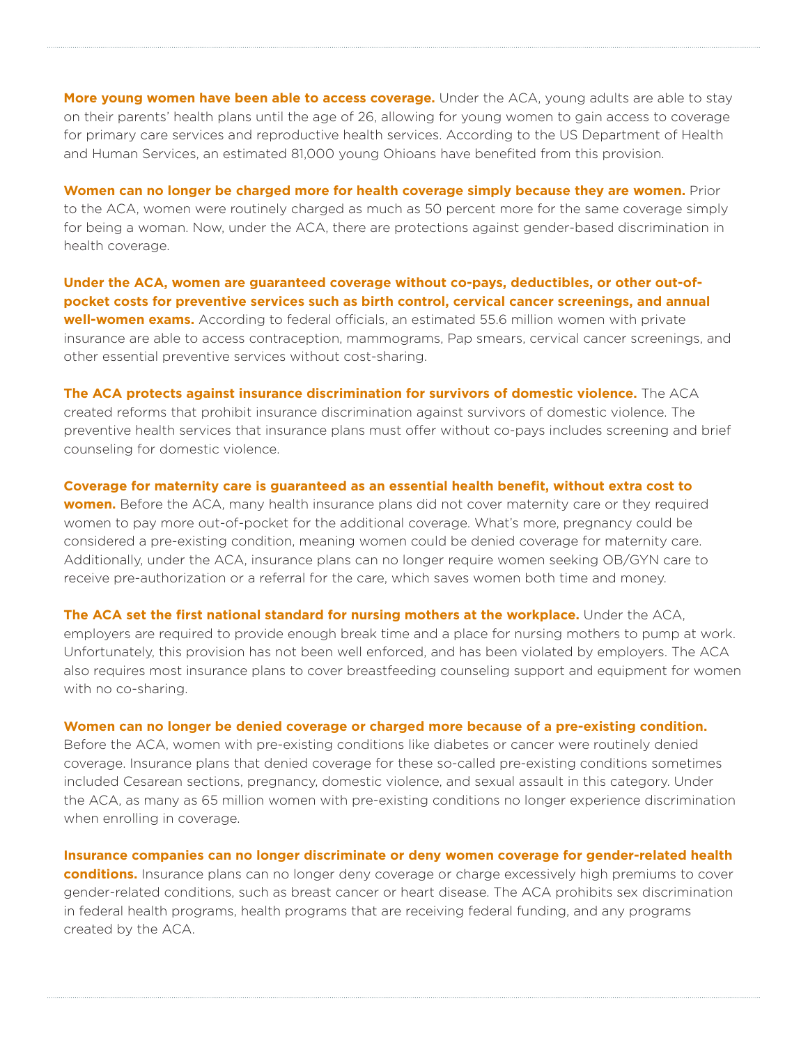**More young women have been able to access coverage.** Under the ACA, young adults are able to stay on their parents' health plans until the age of 26, allowing for young women to gain access to coverage for primary care services and reproductive health services. According to the US Department of Health and Human Services, an estimated 81,000 young Ohioans have benefited from this provision.

**Women can no longer be charged more for health coverage simply because they are women.** Prior to the ACA, women were routinely charged as much as 50 percent more for the same coverage simply for being a woman. Now, under the ACA, there are protections against gender-based discrimination in health coverage.

**Under the ACA, women are guaranteed coverage without co-pays, deductibles, or other out-of-pocket costs for preventive services such as birth control, cervical cancer screenings, and annual well-women exams.** According to federal officials, an estimated 55.6 million women with private insurance are able to access contraception, mammograms, Pap smears, cervical cancer screenings, and other essential preventive services without cost-sharing.

**The ACA protects against insurance discrimination for survivors of domestic violence.** The ACA created reforms that prohibit insurance discrimination against survivors of domestic violence. The preventive health services that insurance plans must offer without co-pays includes screening and brief counseling for domestic violence.

**Coverage for maternity care is guaranteed as an essential health benefit, without extra cost to women.** Before the ACA, many health insurance plans did not cover maternity care or they required women to pay more out-of-pocket for the additional coverage. What's more, pregnancy could be considered a pre-existing condition, meaning women could be denied coverage for maternity care. Additionally, under the ACA, insurance plans can no longer require women seeking OB/GYN care to receive pre-authorization or a referral for the care, which saves women both time and money.

**The ACA set the first national standard for nursing mothers at the workplace.** Under the ACA, employers are required to provide enough break time and a place for nursing mothers to pump at work. Unfortunately, this provision has not been well enforced, and has been violated by employers. The ACA also requires most insurance plans to cover breastfeeding counseling support and equipment for women with no co-sharing.

**Women can no longer be denied coverage or charged more because of a pre-existing condition.** Before the ACA, women with pre-existing conditions like diabetes or cancer were routinely denied coverage. Insurance plans that denied coverage for these so-called pre-existing conditions sometimes included Cesarean sections, pregnancy, domestic violence, and sexual assault in this category. Under the ACA, as many as 65 million women with pre-existing conditions no longer experience discrimination when enrolling in coverage.

**Insurance companies can no longer discriminate or deny women coverage for gender-related health conditions.** Insurance plans can no longer deny coverage or charge excessively high premiums to cover gender-related conditions, such as breast cancer or heart disease. The ACA prohibits sex discrimination in federal health programs, health programs that are receiving federal funding, and any programs created by the ACA.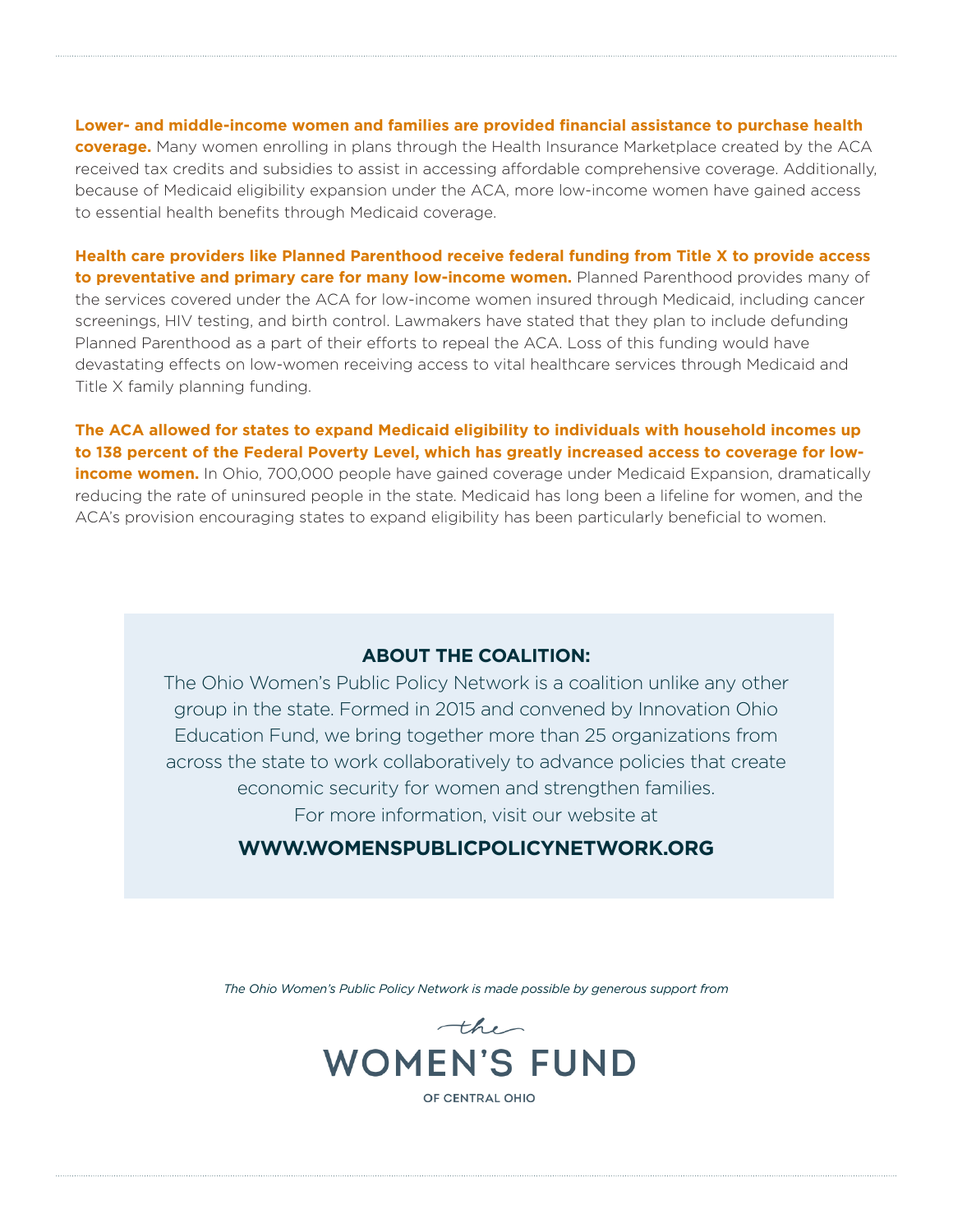**Lower- and middle-income women and families are provided financial assistance to purchase health coverage.** Many women enrolling in plans through the Health Insurance Marketplace created by the ACA received tax credits and subsidies to assist in accessing affordable comprehensive coverage. Additionally, because of Medicaid eligibility expansion under the ACA, more low-income women have gained access to essential health benefits through Medicaid coverage.

**Health care providers like Planned Parenthood receive federal funding from Title X to provide access to preventative and primary care for many low-income women.** Planned Parenthood provides many of the services covered under the ACA for low-income women insured through Medicaid, including cancer screenings, HIV testing, and birth control. Lawmakers have stated that they plan to include defunding Planned Parenthood as a part of their efforts to repeal the ACA. Loss of this funding would have devastating effects on low-women receiving access to vital healthcare services through Medicaid and Title X family planning funding.

**The ACA allowed for states to expand Medicaid eligibility to individuals with household incomes up to 138 percent of the Federal Poverty Level, which has greatly increased access to coverage for low-income women.** In Ohio, 700,000 people have gained coverage under Medicaid Expansion, dramatically reducing the rate of uninsured people in the state. Medicaid has long been a lifeline for women, and the ACA's provision encouraging states to expand eligibility has been particularly beneficial to women.

## ABOUT THE COALITION:

The Ohio Women's Public Policy Network is a coalition unlike any other group in the state. Formed in 2015 and convened by Innovation Ohio Education Fund, we bring together more than 25 organizations from across the state to work collaboratively to advance policies that create economic security for women and strengthen families. For more information, visit our website at

**WWW.WOMENSPUBLICPOLICYNETWORK.ORG**

*The Ohio Women's Public Policy Network is made possible by generous support from*

the WOMEN'S FUND OF CENTRAL OHIO